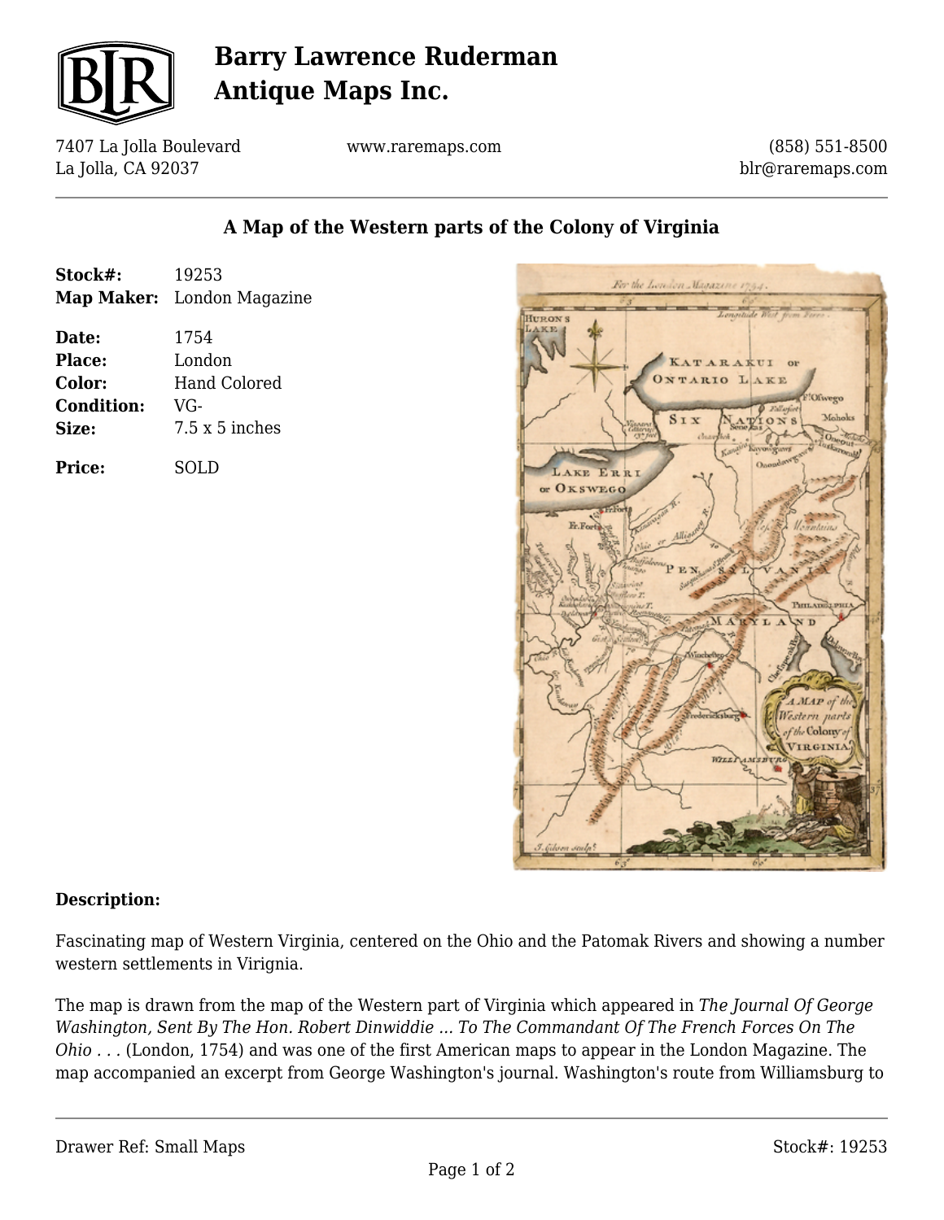# Barry Lawrence Ruderman Antique Maps Inc.

7407 La Jolla Boulevard
La Jolla, CA 92037

www.raremaps.com

(858) 551-8500
blr@raremaps.com

## A Map of the Western parts of the Colony of Virginia

**Stock#:** 19253
**Map Maker:** London Magazine

**Date:** 1754
**Place:** London
**Color:** Hand Colored
**Condition:** VG-
**Size:** 7.5 x 5 inches

**Price:** SOLD

### Description:

Fascinating map of Western Virginia, centered on the Ohio and the Patomak Rivers and showing a number western settlements in Virignia.

The map is drawn from the map of the Western part of Virginia which appeared in *The Journal Of George Washington, Sent By The Hon. Robert Dinwiddie ... To The Commandant Of The French Forces On The Ohio . . .* (London, 1754) and was one of the first American maps to appear in the London Magazine. The map accompanied an excerpt from George Washington's journal. Washington's route from Williamsburg to

Drawer Ref: Small Maps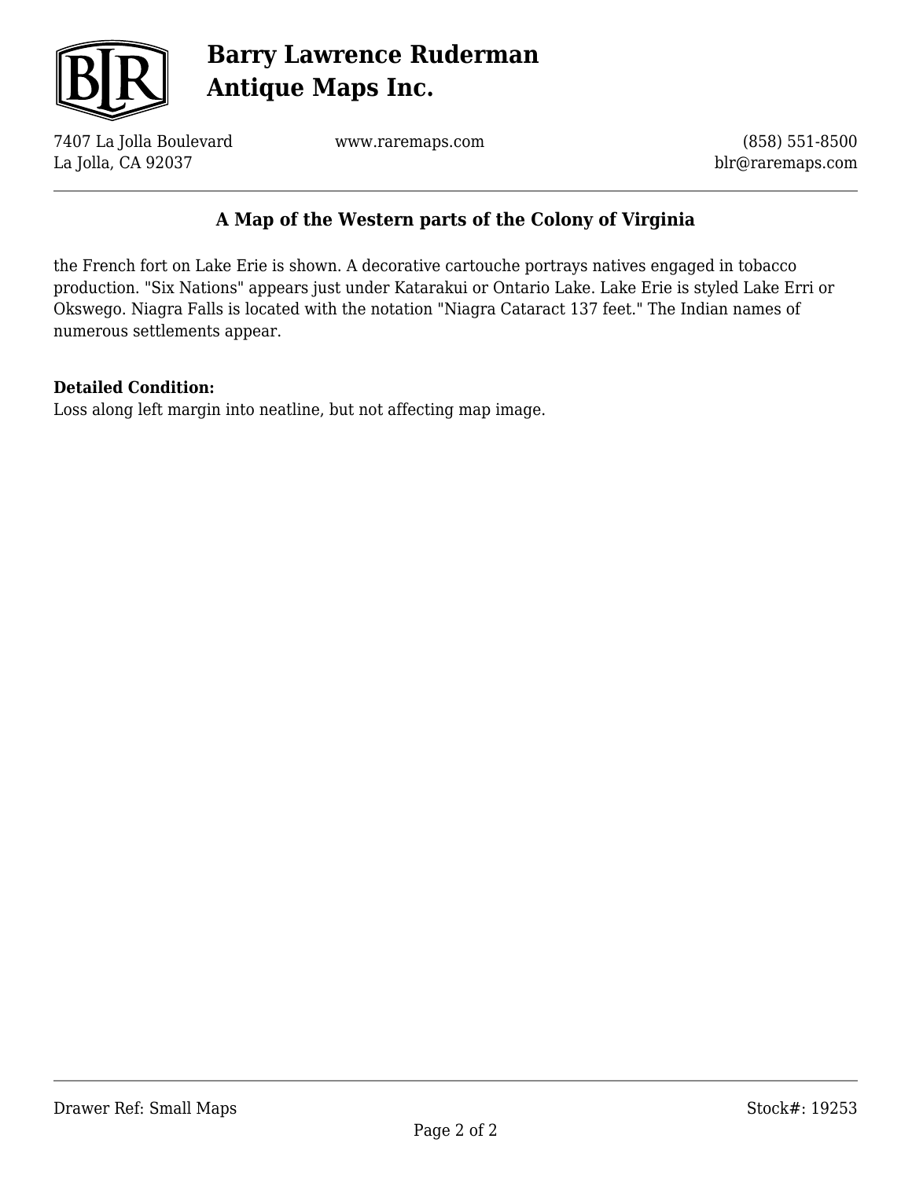the French fort on Lake Erie is shown. A decorative cartouche portrays natives engaged in tobacco production. "Six Nations" appears just under Katarakui or Ontario Lake. Lake Erie is styled Lake Erri or Okswego. Niagra Falls is located with the notation "Niagra Cataract 137 feet." The Indian names of numerous settlements appear.

**Detailed Condition:**
Loss along left margin into neatline, but not affecting map image.